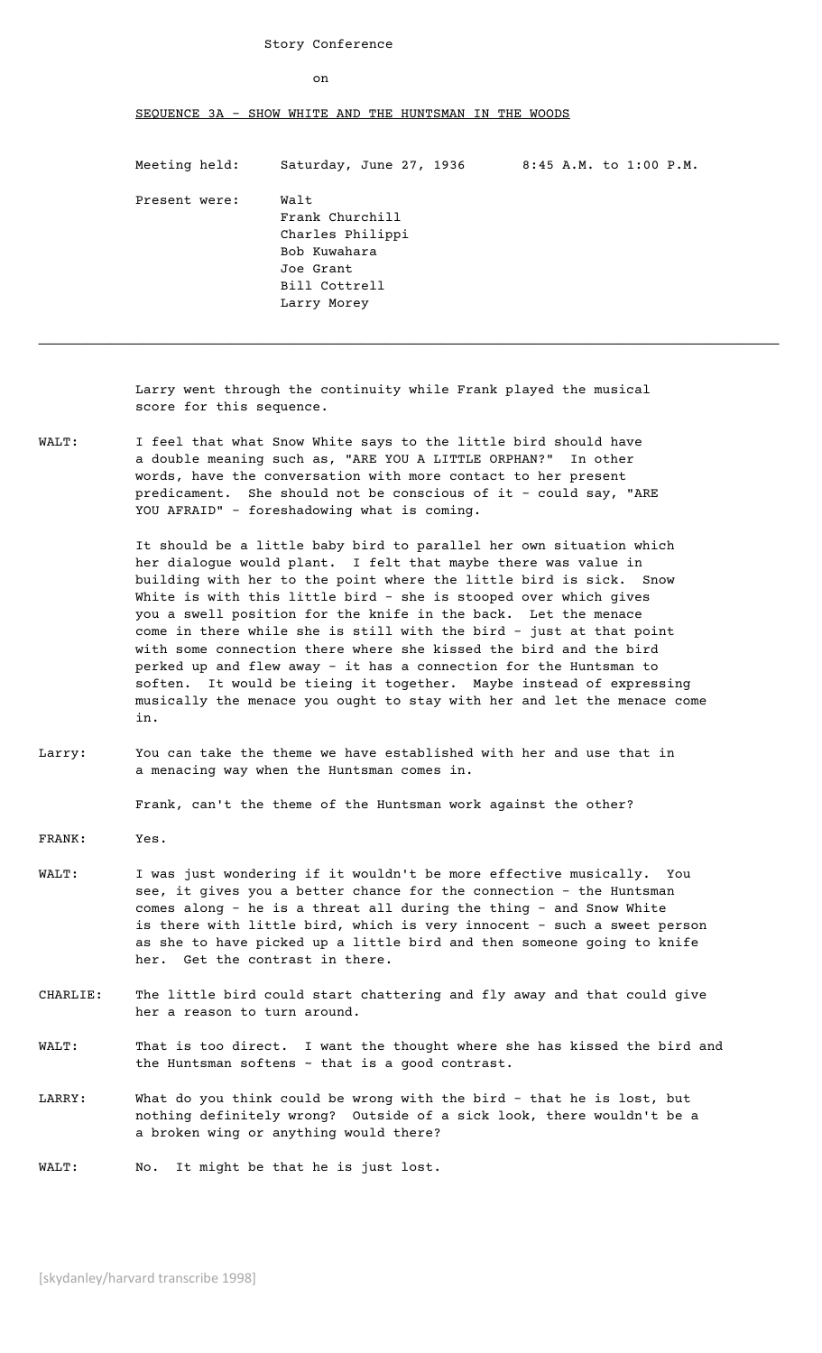# Story Conference

on

SEQUENCE 3A - SHOW WHITE AND THE HUNTSMAN IN THE WOODS

Meeting held: Saturday, June 27, 1936 8:45 A.M. to 1:00 P.M.

Present were:
Walt
Frank Churchill
Charles Philippi
Bob Kuwahara
Joe Grant
Bill Cottrell
Larry Morey

---

Larry went through the continuity while Frank played the musical score for this sequence.

WALT: I feel that what Snow White says to the little bird should have a double meaning such as, "ARE YOU A LITTLE ORPHAN?" In other words, have the conversation with more contact to her present predicament. She should not be conscious of it - could say, "ARE YOU AFRAID" - foreshadowing what is coming.

It should be a little baby bird to parallel her own situation which her dialogue would plant. I felt that maybe there was value in building with her to the point where the little bird is sick. Snow White is with this little bird - she is stooped over which gives you a swell position for the knife in the back. Let the menace come in there while she is still with the bird - just at that point with some connection there where she kissed the bird and the bird perked up and flew away - it has a connection for the Huntsman to soften. It would be tieing it together. Maybe instead of expressing musically the menace you ought to stay with her and let the menace come in.

Larry: You can take the theme we have established with her and use that in a menacing way when the Huntsman comes in.

Frank, can't the theme of the Huntsman work against the other?

FRANK: Yes.

WALT: I was just wondering if it wouldn't be more effective musically. You see, it gives you a better chance for the connection - the Huntsman comes along - he is a threat all during the thing - and Snow White is there with little bird, which is very innocent - such a sweet person as she to have picked up a little bird and then someone going to knife her. Get the contrast in there.

CHARLIE: The little bird could start chattering and fly away and that could give her a reason to turn around.

WALT: That is too direct. I want the thought where she has kissed the bird and the Huntsman softens ~ that is a good contrast.

LARRY: What do you think could be wrong with the bird - that he is lost, but nothing definitely wrong? Outside of a sick look, there wouldn't be a a broken wing or anything would there?

WALT: No. It might be that he is just lost.

[skydanley/harvard transcribe 1998]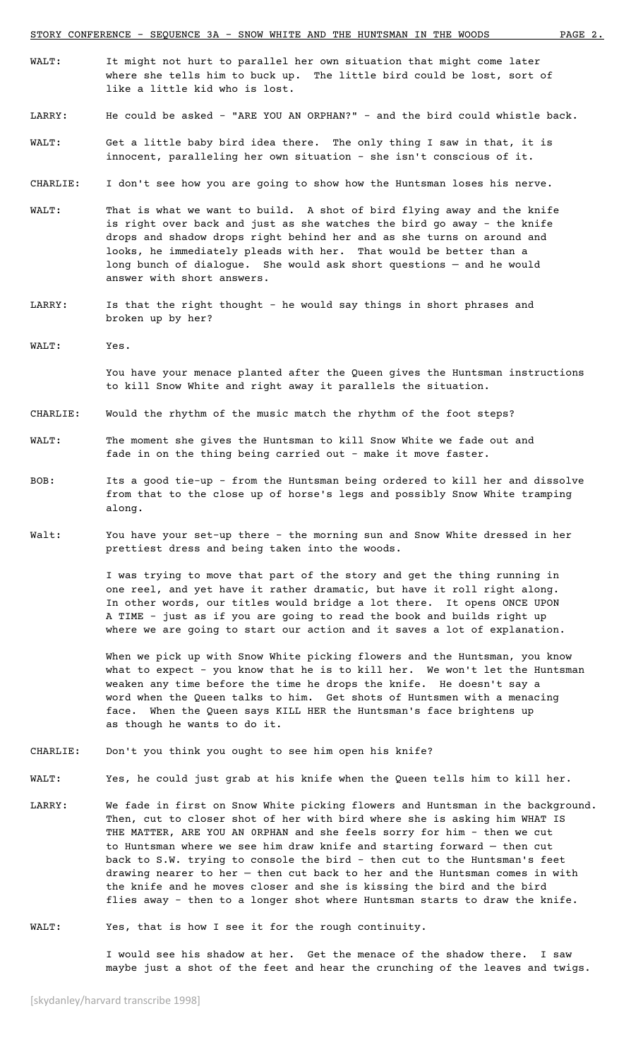**WALT:** It might not hurt to parallel her own situation that might come later where she tells him to buck up. The little bird could be lost, sort of like a little kid who is lost.

**LARRY:** He could be asked - "ARE YOU AN ORPHAN?" - and the bird could whistle back.

**WALT:** Get a little baby bird idea there. The only thing I saw in that, it is innocent, paralleling her own situation - she isn't conscious of it.

**CHARLIE:** I don't see how you are going to show how the Huntsman loses his nerve.

**WALT:** That is what we want to build. A shot of bird flying away and the knife is right over back and just as she watches the bird go away - the knife drops and shadow drops right behind her and as she turns on around and looks, he immediately pleads with her. That would be better than a long bunch of dialogue. She would ask short questions — and he would answer with short answers.

**LARRY:** Is that the right thought - he would say things in short phrases and broken up by her?

**WALT:** Yes.

You have your menace planted after the Queen gives the Huntsman instructions to kill Snow White and right away it parallels the situation.

**CHARLIE:** Would the rhythm of the music match the rhythm of the foot steps?

**WALT:** The moment she gives the Huntsman to kill Snow White we fade out and fade in on the thing being carried out - make it move faster.

**BOB:** Its a good tie-up - from the Huntsman being ordered to kill her and dissolve from that to the close up of horse's legs and possibly Snow White tramping along.

**Walt:** You have your set-up there - the morning sun and Snow White dressed in her prettiest dress and being taken into the woods.

I was trying to move that part of the story and get the thing running in one reel, and yet have it rather dramatic, but have it roll right along. In other words, our titles would bridge a lot there. It opens ONCE UPON A TIME - just as if you are going to read the book and builds right up where we are going to start our action and it saves a lot of explanation.

When we pick up with Snow White picking flowers and the Huntsman, you know what to expect - you know that he is to kill her. We won't let the Huntsman weaken any time before the time he drops the knife. He doesn't say a word when the Queen talks to him. Get shots of Huntsmen with a menacing face. When the Queen says KILL HER the Huntsman's face brightens up as though he wants to do it.

**CHARLIE:** Don't you think you ought to see him open his knife?

**WALT:** Yes, he could just grab at his knife when the Queen tells him to kill her.

**LARRY:** We fade in first on Snow White picking flowers and Huntsman in the background. Then, cut to closer shot of her with bird where she is asking him WHAT IS THE MATTER, ARE YOU AN 0RPHAN and she feels sorry for him - then we cut to Huntsman where we see him draw knife and starting forward — then cut back to S.W. trying to console the bird - then cut to the Huntsman's feet drawing nearer to her — then cut back to her and the Huntsman comes in with the knife and he moves closer and she is kissing the bird and the bird flies away - then to a longer shot where Huntsman starts to draw the knife.

**WALT:** Yes, that is how I see it for the rough continuity.

I would see his shadow at her. Get the menace of the shadow there. I saw maybe just a shot of the feet and hear the crunching of the leaves and twigs.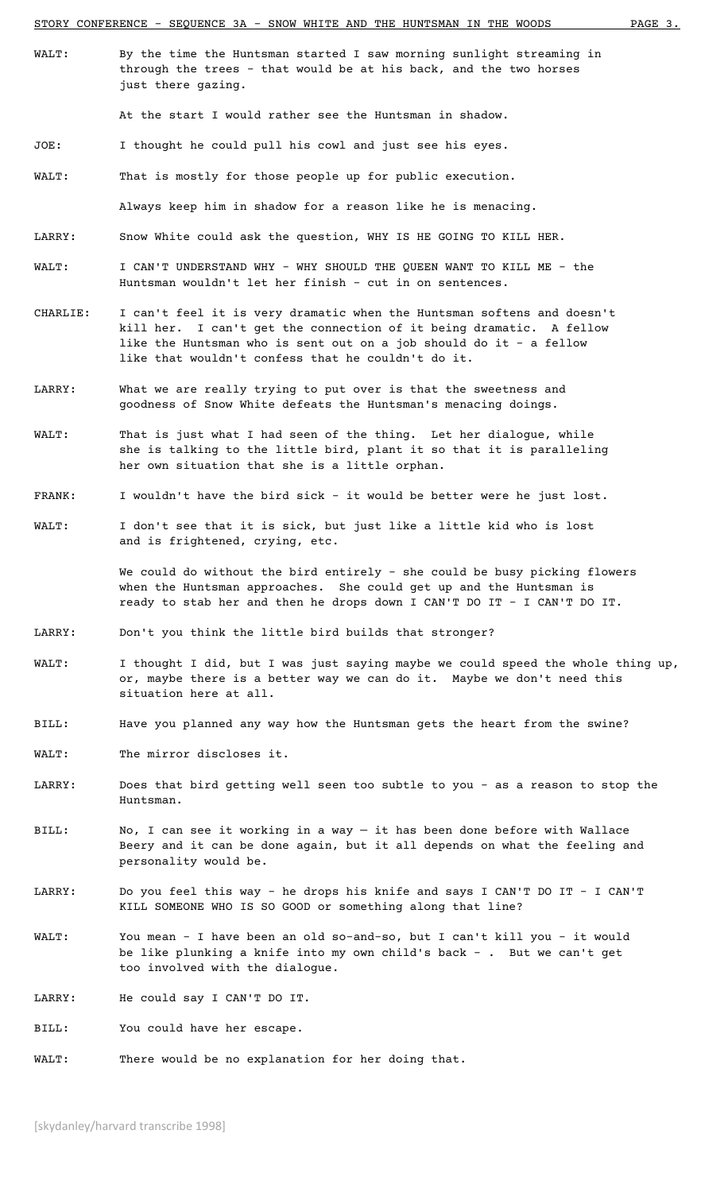WALT: By the time the Huntsman started I saw morning sunlight streaming in through the trees - that would be at his back, and the two horses just there gazing.

At the start I would rather see the Huntsman in shadow.

JOE: I thought he could pull his cowl and just see his eyes.

WALT: That is mostly for those people up for public execution.

Always keep him in shadow for a reason like he is menacing.

LARRY: Snow White could ask the question, WHY IS HE GOING TO KILL HER.

WALT: I CAN'T UNDERSTAND WHY - WHY SHOULD THE QUEEN WANT TO KILL ME - the Huntsman wouldn't let her finish - cut in on sentences.

CHARLIE: I can't feel it is very dramatic when the Huntsman softens and doesn't kill her. I can't get the connection of it being dramatic. A fellow like the Huntsman who is sent out on a job should do it - a fellow like that wouldn't confess that he couldn't do it.

LARRY: What we are really trying to put over is that the sweetness and goodness of Snow White defeats the Huntsman's menacing doings.

WALT: That is just what I had seen of the thing. Let her dialogue, while she is talking to the little bird, plant it so that it is paralleling her own situation that she is a little orphan.

FRANK: I wouldn't have the bird sick - it would be better were he just lost.

WALT: I don't see that it is sick, but just like a little kid who is lost and is frightened, crying, etc.

We could do without the bird entirely - she could be busy picking flowers when the Huntsman approaches. She could get up and the Huntsman is ready to stab her and then he drops down I CAN'T DO IT - I CAN'T DO IT.

LARRY: Don't you think the little bird builds that stronger?

WALT: I thought I did, but I was just saying maybe we could speed the whole thing up, or, maybe there is a better way we can do it. Maybe we don't need this situation here at all.

BILL: Have you planned any way how the Huntsman gets the heart from the swine?

WALT: The mirror discloses it.

LARRY: Does that bird getting well seen too subtle to you - as a reason to stop the Huntsman.

BILL: No, I can see it working in a way — it has been done before with Wallace Beery and it can be done again, but it all depends on what the feeling and personality would be.

LARRY: Do you feel this way - he drops his knife and says I CAN'T DO IT - I CAN'T KILL SOMEONE WHO IS SO GOOD or something along that line?

WALT: You mean - I have been an old so-and-so, but I can't kill you - it would be like plunking a knife into my own child's back - . But we can't get too involved with the dialogue.

LARRY: He could say I CAN'T DO IT.

BILL: You could have her escape.

WALT: There would be no explanation for her doing that.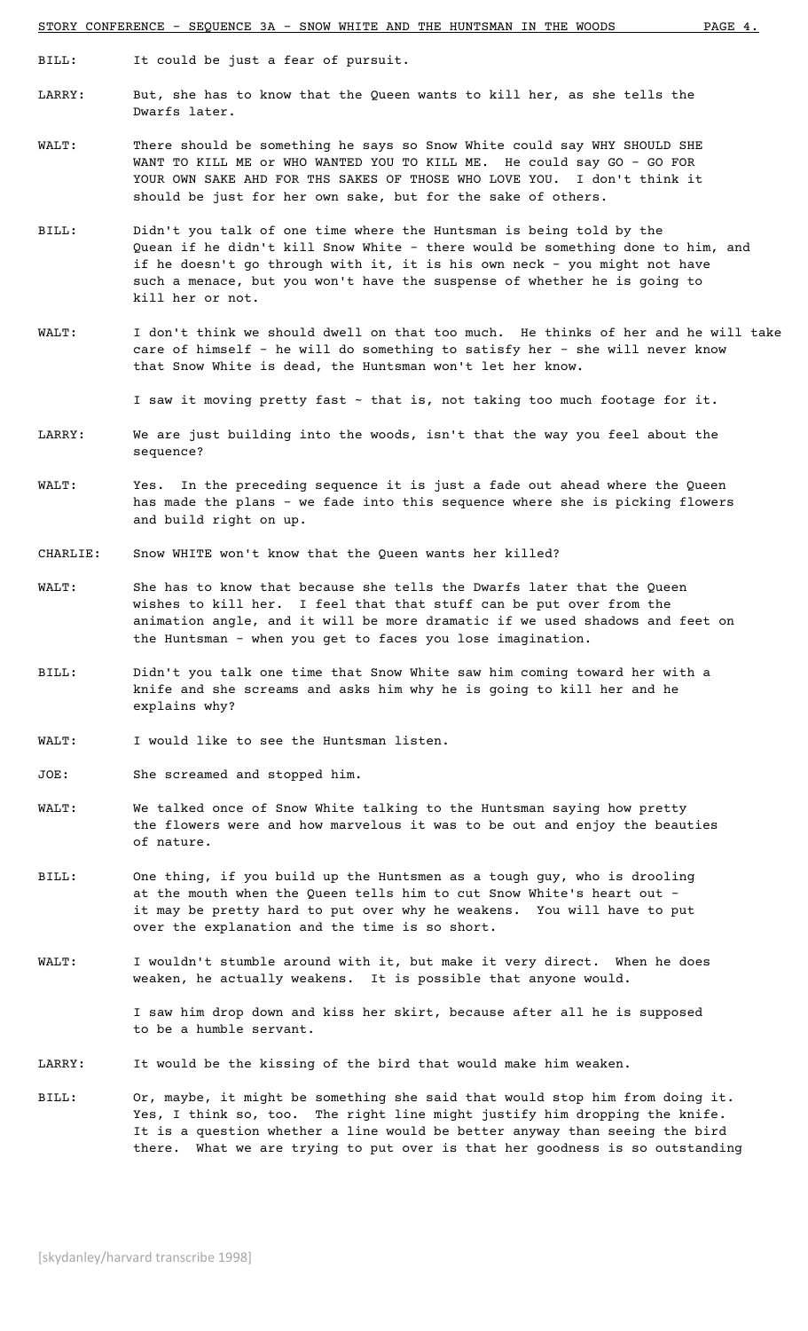BILL: It could be just a fear of pursuit.

LARRY: But, she has to know that the Queen wants to kill her, as she tells the Dwarfs later.

WALT: There should be something he says so Snow White could say WHY SHOULD SHE WANT TO KILL ME or WHO WANTED YOU TO KILL ME. He could say GO - GO FOR YOUR OWN SAKE AHD FOR THS SAKES OF THOSE WHO LOVE YOU. I don't think it should be just for her own sake, but for the sake of others.

BILL: Didn't you talk of one time where the Huntsman is being told by the Quean if he didn't kill Snow White - there would be something done to him, and if he doesn't go through with it, it is his own neck - you might not have such a menace, but you won't have the suspense of whether he is going to kill her or not.

WALT: I don't think we should dwell on that too much. He thinks of her and he will take care of himself - he will do something to satisfy her - she will never know that Snow White is dead, the Huntsman won't let her know.

I saw it moving pretty fast ~ that is, not taking too much footage for it.

LARRY: We are just building into the woods, isn't that the way you feel about the sequence?

WALT: Yes. In the preceding sequence it is just a fade out ahead where the Queen has made the plans - we fade into this sequence where she is picking flowers and build right on up.

CHARLIE: Snow WHITE won't know that the Queen wants her killed?

WALT: She has to know that because she tells the Dwarfs later that the Queen wishes to kill her. I feel that that stuff can be put over from the animation angle, and it will be more dramatic if we used shadows and feet on the Huntsman - when you get to faces you lose imagination.

BILL: Didn't you talk one time that Snow White saw him coming toward her with a knife and she screams and asks him why he is going to kill her and he explains why?

WALT: I would like to see the Huntsman listen.

JOE: She screamed and stopped him.

WALT: We talked once of Snow White talking to the Huntsman saying how pretty the flowers were and how marvelous it was to be out and enjoy the beauties of nature.

BILL: One thing, if you build up the Huntsmen as a tough guy, who is drooling at the mouth when the Queen tells him to cut Snow White's heart out - it may be pretty hard to put over why he weakens. You will have to put over the explanation and the time is so short.

WALT: I wouldn't stumble around with it, but make it very direct. When he does weaken, he actually weakens. It is possible that anyone would.

I saw him drop down and kiss her skirt, because after all he is supposed to be a humble servant.

LARRY: It would be the kissing of the bird that would make him weaken.

BILL: Or, maybe, it might be something she said that would stop him from doing it. Yes, I think so, too. The right line might justify him dropping the knife. It is a question whether a line would be better anyway than seeing the bird there. What we are trying to put over is that her goodness is so outstanding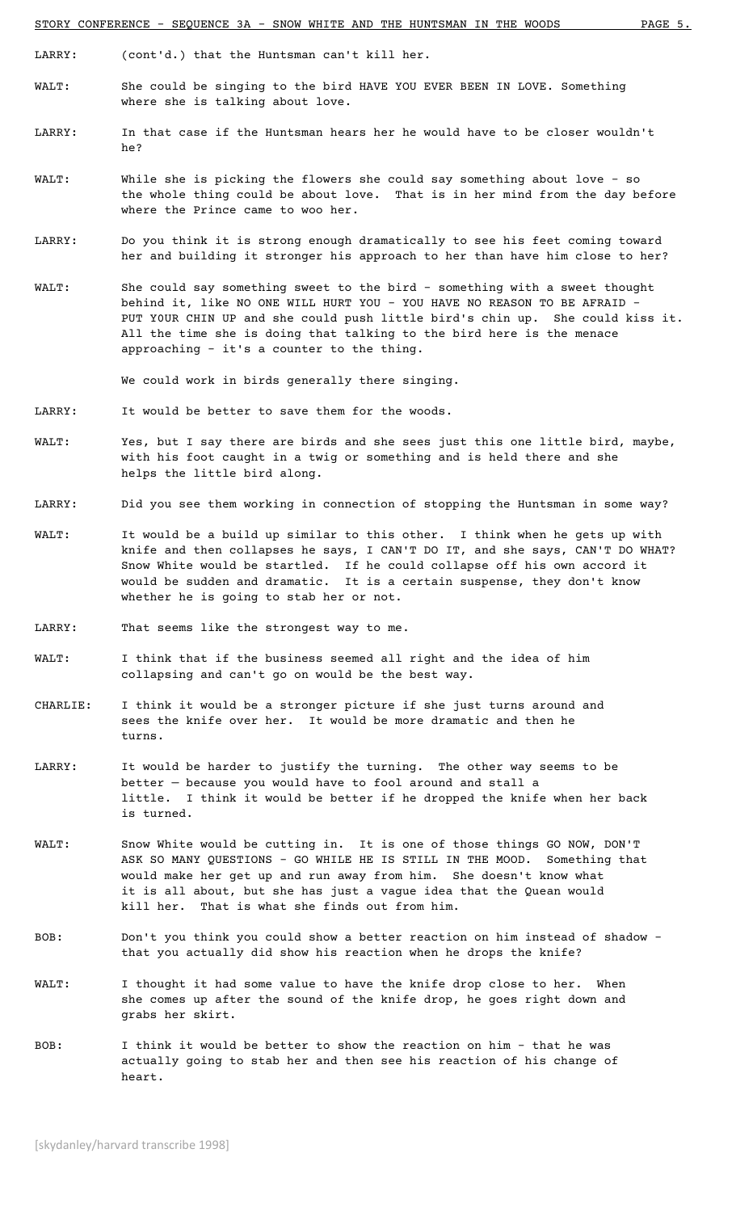LARRY: (cont'd.) that the Huntsman can't kill her.

WALT: She could be singing to the bird HAVE YOU EVER BEEN IN LOVE. Something where she is talking about love.

LARRY: In that case if the Huntsman hears her he would have to be closer wouldn't he?

WALT: While she is picking the flowers she could say something about love - so the whole thing could be about love. That is in her mind from the day before where the Prince came to woo her.

LARRY: Do you think it is strong enough dramatically to see his feet coming toward her and building it stronger his approach to her than have him close to her?

WALT: She could say something sweet to the bird - something with a sweet thought behind it, like NO ONE WILL HURT YOU - YOU HAVE NO REASON TO BE AFRAID - PUT YOUR CHIN UP and she could push little bird's chin up. She could kiss it. All the time she is doing that talking to the bird here is the menace approaching - it's a counter to the thing.

We could work in birds generally there singing.

LARRY: It would be better to save them for the woods.

WALT: Yes, but I say there are birds and she sees just this one little bird, maybe, with his foot caught in a twig or something and is held there and she helps the little bird along.

LARRY: Did you see them working in connection of stopping the Huntsman in some way?

WALT: It would be a build up similar to this other. I think when he gets up with knife and then collapses he says, I CAN'T DO IT, and she says, CAN'T DO WHAT? Snow White would be startled. If he could collapse off his own accord it would be sudden and dramatic. It is a certain suspense, they don't know whether he is going to stab her or not.

LARRY: That seems like the strongest way to me.

WALT: I think that if the business seemed all right and the idea of him collapsing and can't go on would be the best way.

CHARLIE: I think it would be a stronger picture if she just turns around and sees the knife over her. It would be more dramatic and then he turns.

LARRY: It would be harder to justify the turning. The other way seems to be better — because you would have to fool around and stall a little. I think it would be better if he dropped the knife when her back is turned.

WALT: Snow White would be cutting in. It is one of those things GO NOW, DON'T ASK SO MANY QUESTIONS - GO WHILE HE IS STILL IN THE MOOD. Something that would make her get up and run away from him. She doesn't know what it is all about, but she has just a vague idea that the Quean would kill her. That is what she finds out from him.

BOB: Don't you think you could show a better reaction on him instead of shadow - that you actually did show his reaction when he drops the knife?

WALT: I thought it had some value to have the knife drop close to her. When she comes up after the sound of the knife drop, he goes right down and grabs her skirt.

BOB: I think it would be better to show the reaction on him - that he was actually going to stab her and then see his reaction of his change of heart.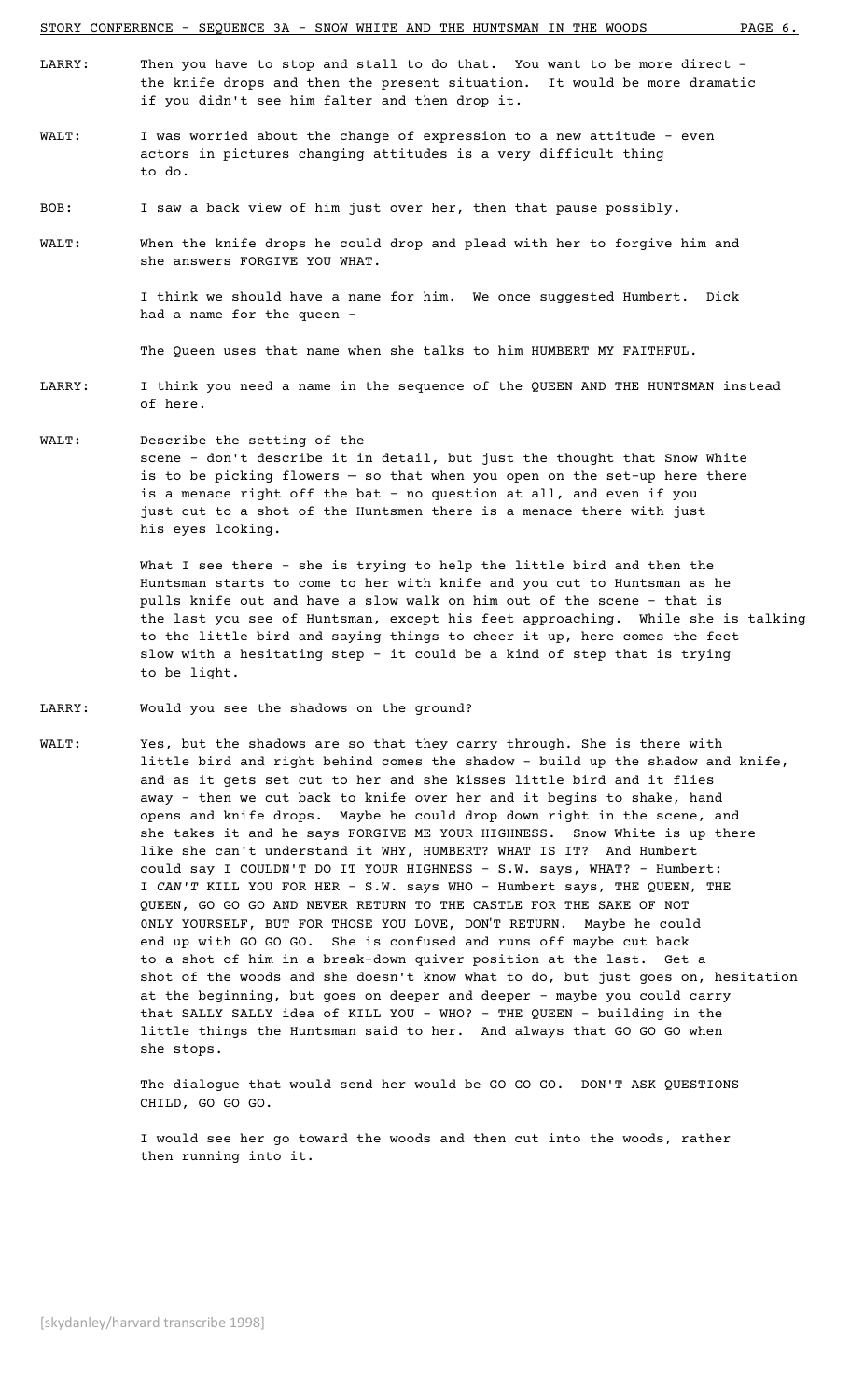**LARRY:** Then you have to stop and stall to do that. You want to be more direct - the knife drops and then the present situation. It would be more dramatic if you didn't see him falter and then drop it.

**WALT:** I was worried about the change of expression to a new attitude - even actors in pictures changing attitudes is a very difficult thing to do.

**BOB:** I saw a back view of him just over her, then that pause possibly.

**WALT:** When the knife drops he could drop and plead with her to forgive him and she answers FORGIVE YOU WHAT.

I think we should have a name for him. We once suggested Humbert. Dick had a name for the queen -

The Queen uses that name when she talks to him HUMBERT MY FAITHFUL.

**LARRY:** I think you need a name in the sequence of the QUEEN AND THE HUNTSMAN instead of here.

**WALT:** Describe the setting of the scene - don't describe it in detail, but just the thought that Snow White is to be picking flowers — so that when you open on the set-up here there is a menace right off the bat - no question at all, and even if you just cut to a shot of the Huntsmen there is a menace there with just his eyes looking.

What I see there - she is trying to help the little bird and then the Huntsman starts to come to her with knife and you cut to Huntsman as he pulls knife out and have a slow walk on him out of the scene - that is the last you see of Huntsman, except his feet approaching. While she is talking to the little bird and saying things to cheer it up, here comes the feet slow with a hesitating step - it could be a kind of step that is trying to be light.

**LARRY:** Would you see the shadows on the ground?

**WALT:** Yes, but the shadows are so that they carry through. She is there with little bird and right behind comes the shadow - build up the shadow and knife, and as it gets set cut to her and she kisses little bird and it flies away - then we cut back to knife over her and it begins to shake, hand opens and knife drops. Maybe he could drop down right in the scene, and she takes it and he says FORGIVE ME YOUR HIGHNESS. Snow White is up there like she can't understand it WHY, HUMBERT? WHAT IS IT? And Humbert could say I COULDN'T DO IT YOUR HIGHNESS - S.W. says, WHAT? - Humbert: I *CAN'T* KILL YOU FOR HER - S.W. says WHO - Humbert says, THE QUEEN, THE QUEEN, GO GO GO AND NEVER RETURN TO THE CASTLE FOR THE SAKE OF NOT ONLY YOURSELF, BUT FOR THOSE YOU LOVE, DON'T RETURN. Maybe he could end up with GO GO GO. She is confused and runs off maybe cut back to a shot of him in a break-down quiver position at the last. Get a shot of the woods and she doesn't know what to do, but just goes on, hesitation at the beginning, but goes on deeper and deeper - maybe you could carry that SALLY SALLY idea of KILL YOU - WHO? - THE QUEEN - building in the little things the Huntsman said to her. And always that GO GO GO when she stops.

The dialogue that would send her would be GO GO GO. DON'T ASK QUESTIONS CHILD, GO GO GO.

I would see her go toward the woods and then cut into the woods, rather then running into it.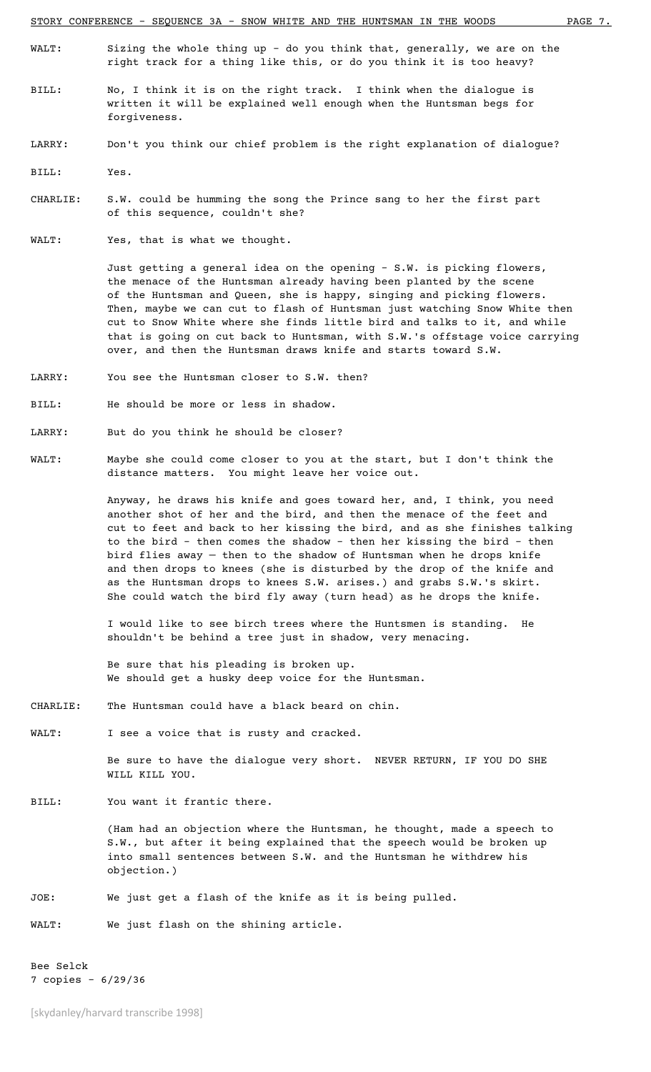WALT: Sizing the whole thing up - do you think that, generally, we are on the right track for a thing like this, or do you think it is too heavy?

BILL: No, I think it is on the right track. I think when the dialogue is written it will be explained well enough when the Huntsman begs for forgiveness.

LARRY: Don't you think our chief problem is the right explanation of dialogue?

BILL: Yes.

CHARLIE: S.W. could be humming the song the Prince sang to her the first part of this sequence, couldn't she?

WALT: Yes, that is what we thought.

Just getting a general idea on the opening - S.W. is picking flowers, the menace of the Huntsman already having been planted by the scene of the Huntsman and Queen, she is happy, singing and picking flowers. Then, maybe we can cut to flash of Huntsman just watching Snow White then cut to Snow White where she finds little bird and talks to it, and while that is going on cut back to Huntsman, with S.W.'s offstage voice carrying over, and then the Huntsman draws knife and starts toward S.W.

LARRY: You see the Huntsman closer to S.W. then?

BILL: He should be more or less in shadow.

LARRY: But do you think he should be closer?

WALT: Maybe she could come closer to you at the start, but I don't think the distance matters. You might leave her voice out.

Anyway, he draws his knife and goes toward her, and, I think, you need another shot of her and the bird, and then the menace of the feet and cut to feet and back to her kissing the bird, and as she finishes talking to the bird - then comes the shadow - then her kissing the bird - then bird flies away — then to the shadow of Huntsman when he drops knife and then drops to knees (she is disturbed by the drop of the knife and as the Huntsman drops to knees S.W. arises.) and grabs S.W.'s skirt. She could watch the bird fly away (turn head) as he drops the knife.

I would like to see birch trees where the Huntsmen is standing. He shouldn't be behind a tree just in shadow, very menacing.

Be sure that his pleading is broken up.
We should get a husky deep voice for the Huntsman.

CHARLIE: The Huntsman could have a black beard on chin.

WALT: I see a voice that is rusty and cracked.

Be sure to have the dialogue very short. NEVER RETURN, IF YOU DO SHE WILL KILL YOU.

BILL: You want it frantic there.

(Ham had an objection where the Huntsman, he thought, made a speech to S.W., but after it being explained that the speech would be broken up into small sentences between S.W. and the Huntsman he withdrew his objection.)

JOE: We just get a flash of the knife as it is being pulled.

WALT: We just flash on the shining article.

Bee Selck
7 copies - 6/29/36

[skydanley/harvard transcribe 1998]